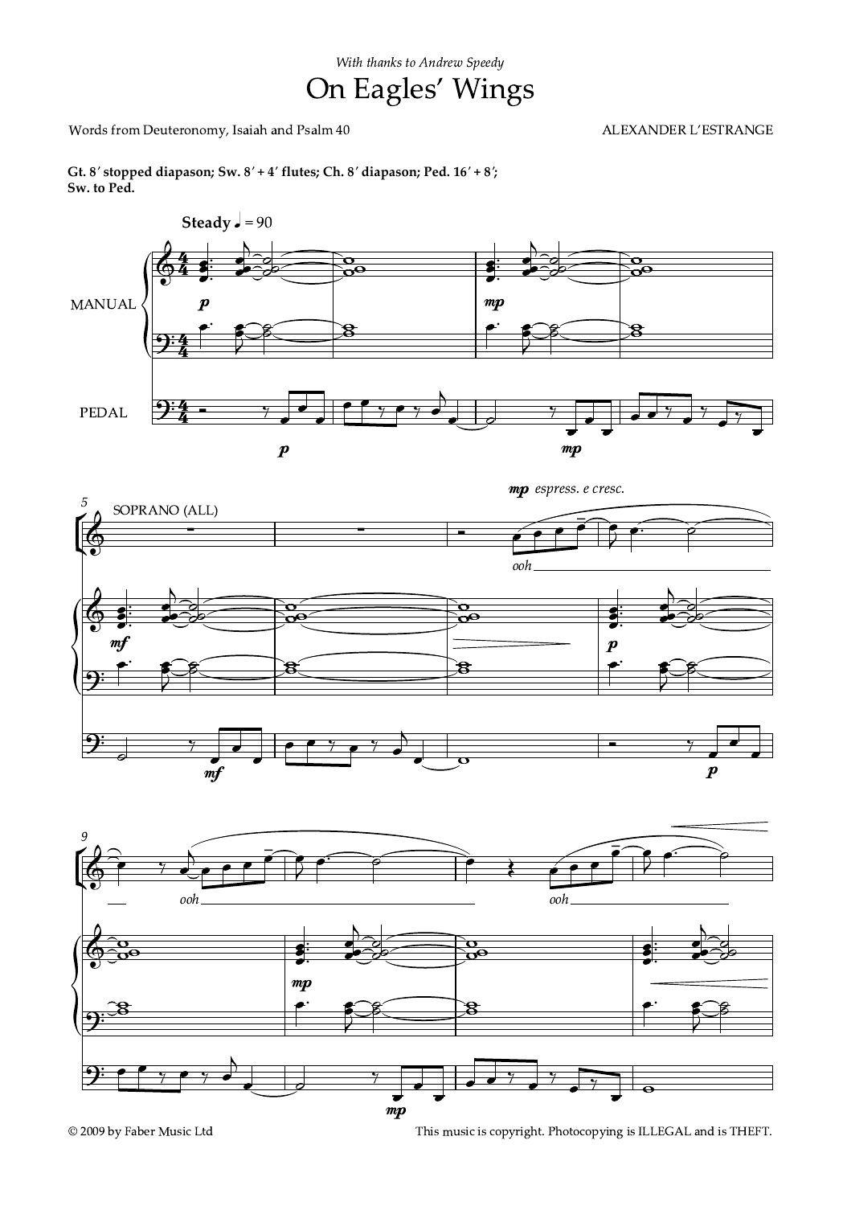*With thanks to Andrew Speedy*

# On Eagles' Wings

Words from Deuteronomy, Isaiah and Psalm 40

ALEXANDER L'ESTRANGE

**Gt. 8′ stopped diapason; Sw. 8′ + 4′ flutes; Ch. 8′ diapason; Ped. 16′ + 8′; Sw. to Ped.**

**Steady** ♩ = 90

MANUAL

PEDAL

SOPRANO (ALL)

*mp espress. e cresc.*

*ooh*

© 2009 by Faber Music Ltd

This music is copyright. Photocopying is ILLEGAL and is THEFT.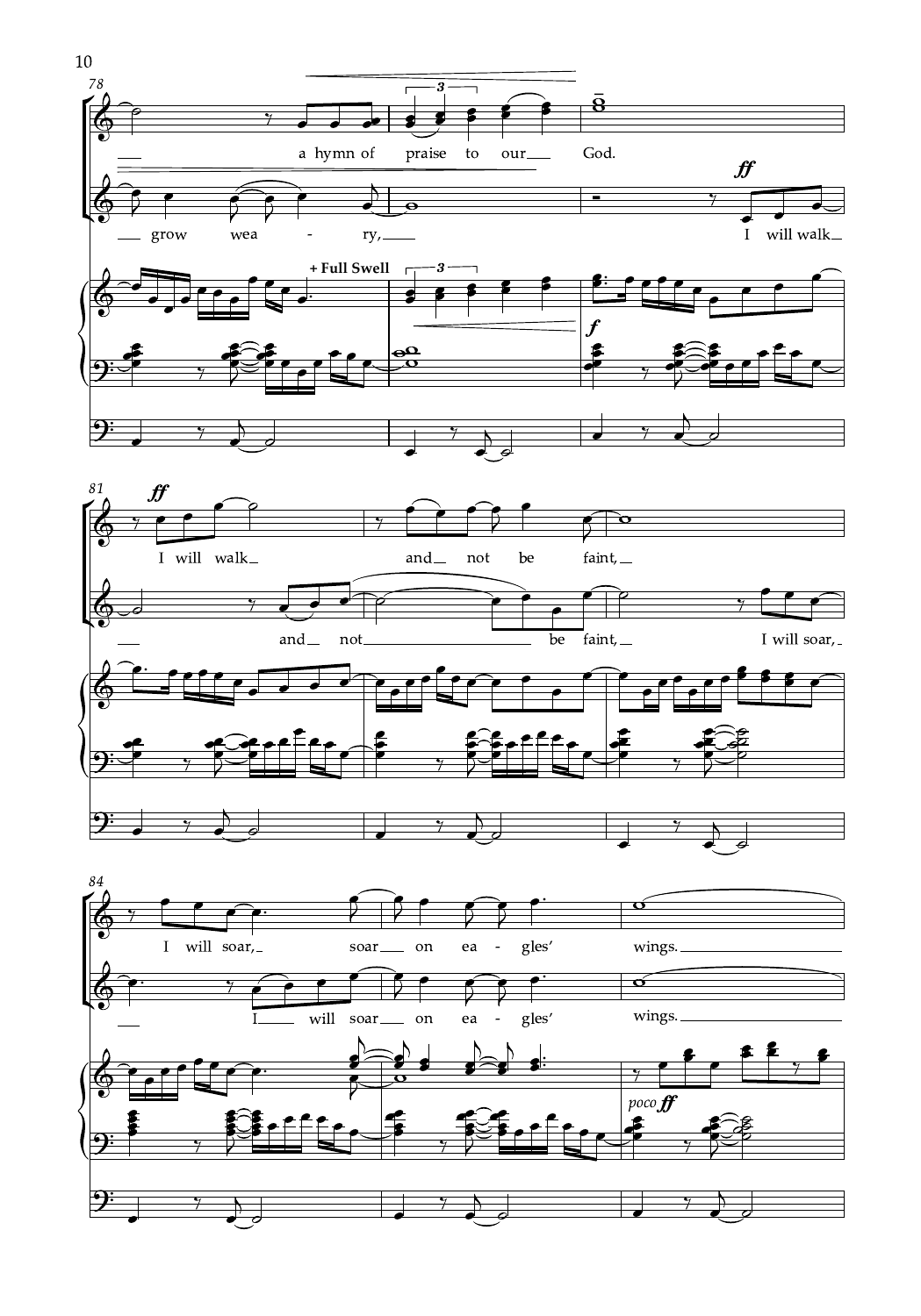78

a hymn of praise to our God.

grow wea - ry,

*ff*

I will walk

+ Full Swell

*f*

81

*ff*

I will walk and not be faint,

and not be faint, I will soar,

84

I will soar, soar on ea - gles' wings.

I will soar on ea - gles' wings.

*poco ff*